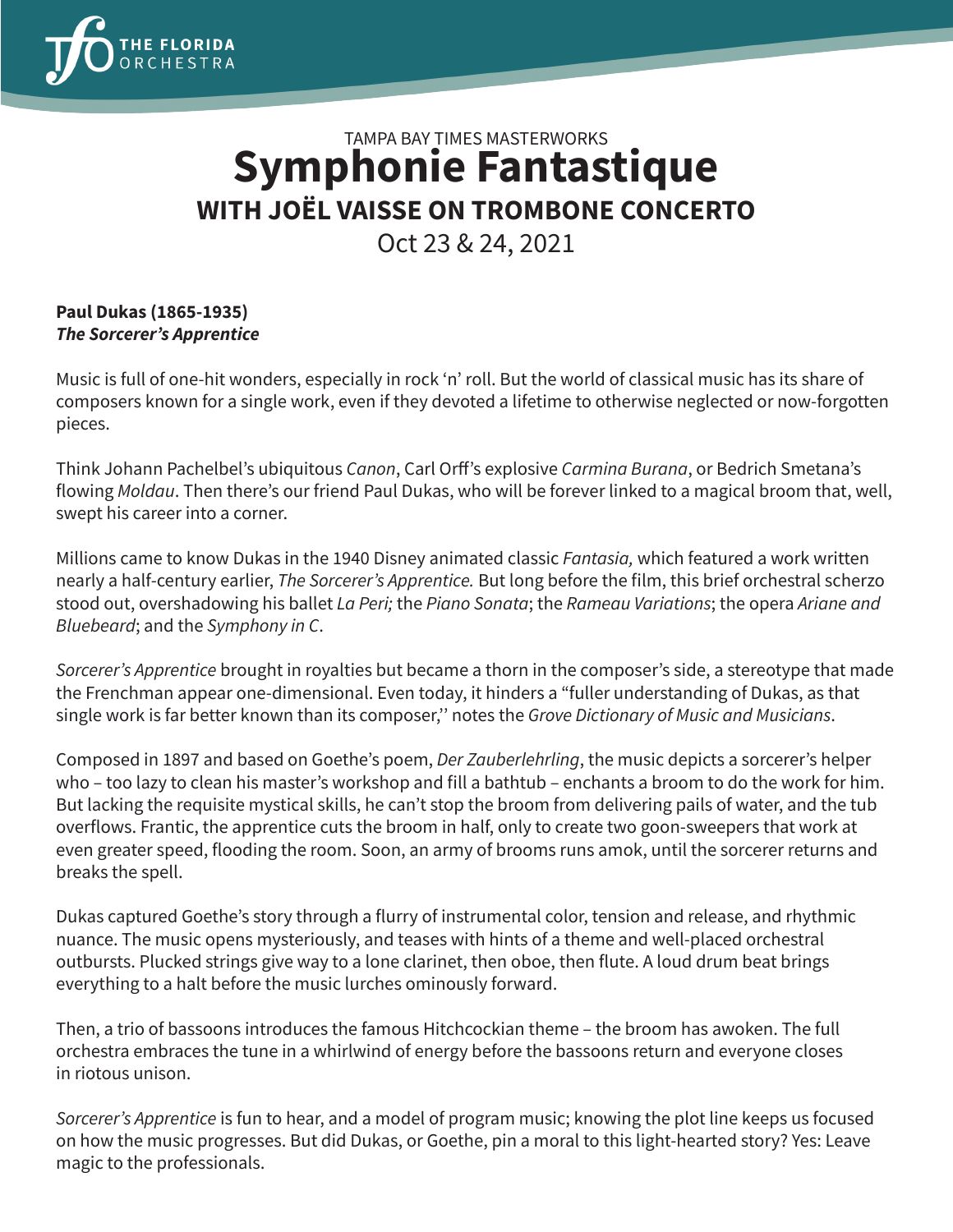TAMPA BAY TIMES MASTERWORKS

# Symphonie Fantastique

## WITH JOËL VAISSE ON TROMBONE CONCERTO

Oct 23 & 24, 2021

**Paul Dukas (1865-1935)**
***The Sorcerer's Apprentice***

Music is full of one-hit wonders, especially in rock 'n' roll. But the world of classical music has its share of composers known for a single work, even if they devoted a lifetime to otherwise neglected or now-forgotten pieces.

Think Johann Pachelbel's ubiquitous *Canon*, Carl Orff's explosive *Carmina Burana*, or Bedrich Smetana's flowing *Moldau*. Then there's our friend Paul Dukas, who will be forever linked to a magical broom that, well, swept his career into a corner.

Millions came to know Dukas in the 1940 Disney animated classic *Fantasia,* which featured a work written nearly a half-century earlier, *The Sorcerer's Apprentice.* But long before the film, this brief orchestral scherzo stood out, overshadowing his ballet *La Peri;* the *Piano Sonata*; the *Rameau Variations*; the opera *Ariane and Bluebeard*; and the *Symphony in C*.

*Sorcerer's Apprentice* brought in royalties but became a thorn in the composer's side, a stereotype that made the Frenchman appear one-dimensional. Even today, it hinders a "fuller understanding of Dukas, as that single work is far better known than its composer,'' notes the *Grove Dictionary of Music and Musicians*.

Composed in 1897 and based on Goethe's poem, *Der Zauberlehrling*, the music depicts a sorcerer's helper who – too lazy to clean his master's workshop and fill a bathtub – enchants a broom to do the work for him. But lacking the requisite mystical skills, he can't stop the broom from delivering pails of water, and the tub overflows. Frantic, the apprentice cuts the broom in half, only to create two goon-sweepers that work at even greater speed, flooding the room. Soon, an army of brooms runs amok, until the sorcerer returns and breaks the spell.

Dukas captured Goethe's story through a flurry of instrumental color, tension and release, and rhythmic nuance. The music opens mysteriously, and teases with hints of a theme and well-placed orchestral outbursts. Plucked strings give way to a lone clarinet, then oboe, then flute. A loud drum beat brings everything to a halt before the music lurches ominously forward.

Then, a trio of bassoons introduces the famous Hitchcockian theme – the broom has awoken. The full orchestra embraces the tune in a whirlwind of energy before the bassoons return and everyone closes in riotous unison.

*Sorcerer's Apprentice* is fun to hear, and a model of program music; knowing the plot line keeps us focused on how the music progresses. But did Dukas, or Goethe, pin a moral to this light-hearted story? Yes: Leave magic to the professionals.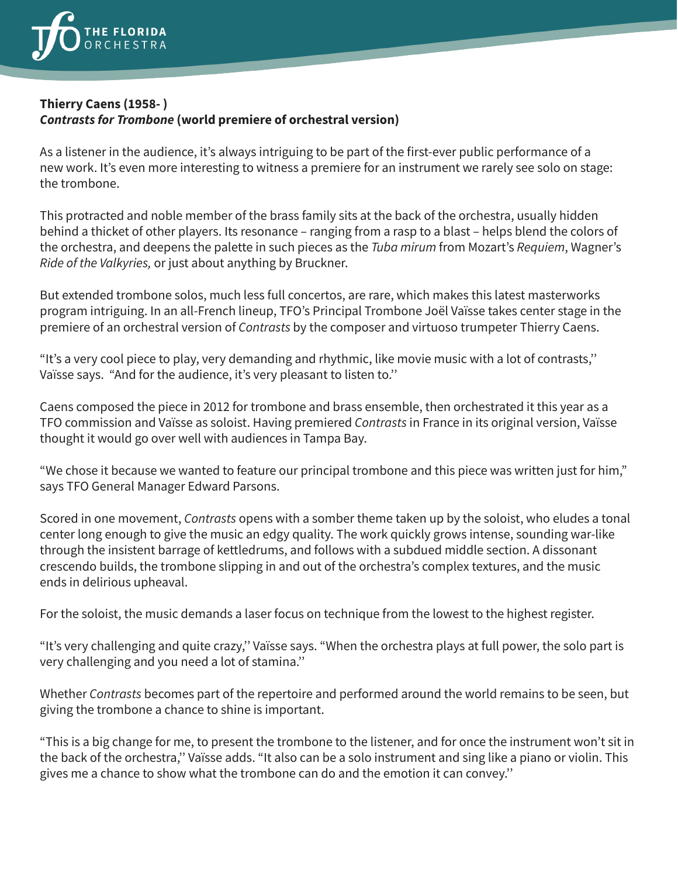**Thierry Caens (1958- )**
***Contrasts for Trombone*** **(world premiere of orchestral version)**

As a listener in the audience, it's always intriguing to be part of the first-ever public performance of a new work. It's even more interesting to witness a premiere for an instrument we rarely see solo on stage: the trombone.

This protracted and noble member of the brass family sits at the back of the orchestra, usually hidden behind a thicket of other players. Its resonance – ranging from a rasp to a blast – helps blend the colors of the orchestra, and deepens the palette in such pieces as the *Tuba mirum* from Mozart's *Requiem*, Wagner's *Ride of the Valkyries,* or just about anything by Bruckner.

But extended trombone solos, much less full concertos, are rare, which makes this latest masterworks program intriguing. In an all-French lineup, TFO's Principal Trombone Joël Vaïsse takes center stage in the premiere of an orchestral version of *Contrasts* by the composer and virtuoso trumpeter Thierry Caens.

"It's a very cool piece to play, very demanding and rhythmic, like movie music with a lot of contrasts,'' Vaïsse says. "And for the audience, it's very pleasant to listen to.''

Caens composed the piece in 2012 for trombone and brass ensemble, then orchestrated it this year as a TFO commission and Vaïsse as soloist. Having premiered *Contrasts* in France in its original version, Vaïsse thought it would go over well with audiences in Tampa Bay.

"We chose it because we wanted to feature our principal trombone and this piece was written just for him," says TFO General Manager Edward Parsons.

Scored in one movement, *Contrasts* opens with a somber theme taken up by the soloist, who eludes a tonal center long enough to give the music an edgy quality. The work quickly grows intense, sounding war-like through the insistent barrage of kettledrums, and follows with a subdued middle section. A dissonant crescendo builds, the trombone slipping in and out of the orchestra's complex textures, and the music ends in delirious upheaval.

For the soloist, the music demands a laser focus on technique from the lowest to the highest register.

"It's very challenging and quite crazy,'' Vaïsse says. "When the orchestra plays at full power, the solo part is very challenging and you need a lot of stamina.''

Whether *Contrasts* becomes part of the repertoire and performed around the world remains to be seen, but giving the trombone a chance to shine is important.

"This is a big change for me, to present the trombone to the listener, and for once the instrument won't sit in the back of the orchestra,'' Vaïsse adds. "It also can be a solo instrument and sing like a piano or violin. This gives me a chance to show what the trombone can do and the emotion it can convey.''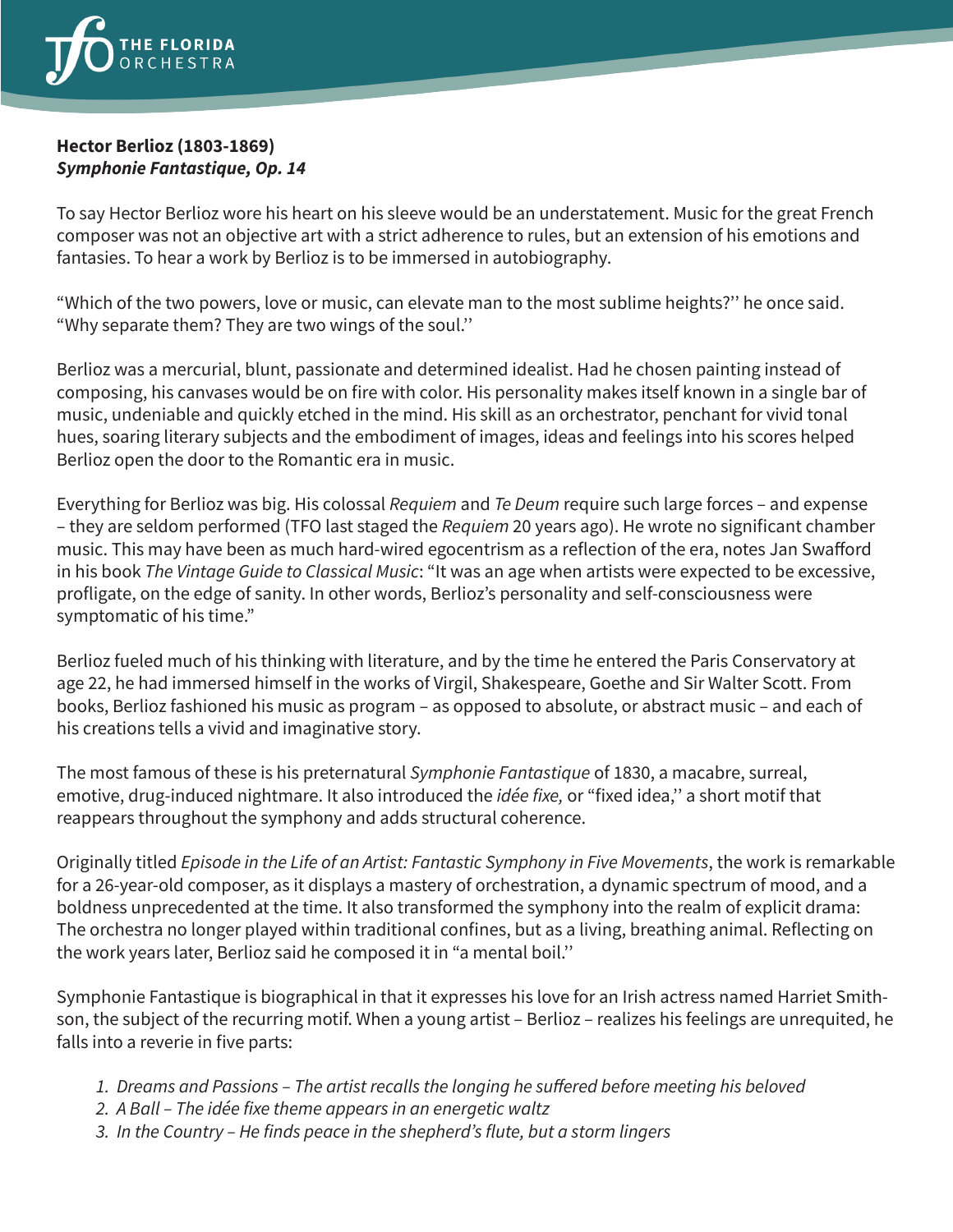**Hector Berlioz (1803-1869)**
***Symphonie Fantastique, Op. 14***

To say Hector Berlioz wore his heart on his sleeve would be an understatement. Music for the great French composer was not an objective art with a strict adherence to rules, but an extension of his emotions and fantasies. To hear a work by Berlioz is to be immersed in autobiography.

"Which of the two powers, love or music, can elevate man to the most sublime heights?'' he once said. "Why separate them? They are two wings of the soul.''

Berlioz was a mercurial, blunt, passionate and determined idealist. Had he chosen painting instead of composing, his canvases would be on fire with color. His personality makes itself known in a single bar of music, undeniable and quickly etched in the mind. His skill as an orchestrator, penchant for vivid tonal hues, soaring literary subjects and the embodiment of images, ideas and feelings into his scores helped Berlioz open the door to the Romantic era in music.

Everything for Berlioz was big. His colossal *Requiem* and *Te Deum* require such large forces – and expense – they are seldom performed (TFO last staged the *Requiem* 20 years ago). He wrote no significant chamber music. This may have been as much hard-wired egocentrism as a reflection of the era, notes Jan Swafford in his book *The Vintage Guide to Classical Music*: "It was an age when artists were expected to be excessive, profligate, on the edge of sanity. In other words, Berlioz's personality and self-consciousness were symptomatic of his time."

Berlioz fueled much of his thinking with literature, and by the time he entered the Paris Conservatory at age 22, he had immersed himself in the works of Virgil, Shakespeare, Goethe and Sir Walter Scott. From books, Berlioz fashioned his music as program – as opposed to absolute, or abstract music – and each of his creations tells a vivid and imaginative story.

The most famous of these is his preternatural *Symphonie Fantastique* of 1830, a macabre, surreal, emotive, drug-induced nightmare. It also introduced the *idée fixe,* or "fixed idea,'' a short motif that reappears throughout the symphony and adds structural coherence.

Originally titled *Episode in the Life of an Artist: Fantastic Symphony in Five Movements*, the work is remarkable for a 26-year-old composer, as it displays a mastery of orchestration, a dynamic spectrum of mood, and a boldness unprecedented at the time. It also transformed the symphony into the realm of explicit drama: The orchestra no longer played within traditional confines, but as a living, breathing animal. Reflecting on the work years later, Berlioz said he composed it in "a mental boil.''

Symphonie Fantastique is biographical in that it expresses his love for an Irish actress named Harriet Smithson, the subject of the recurring motif. When a young artist – Berlioz – realizes his feelings are unrequited, he falls into a reverie in five parts:

1. *Dreams and Passions – The artist recalls the longing he suffered before meeting his beloved*
2. *A Ball – The idée fixe theme appears in an energetic waltz*
3. *In the Country – He finds peace in the shepherd's flute, but a storm lingers*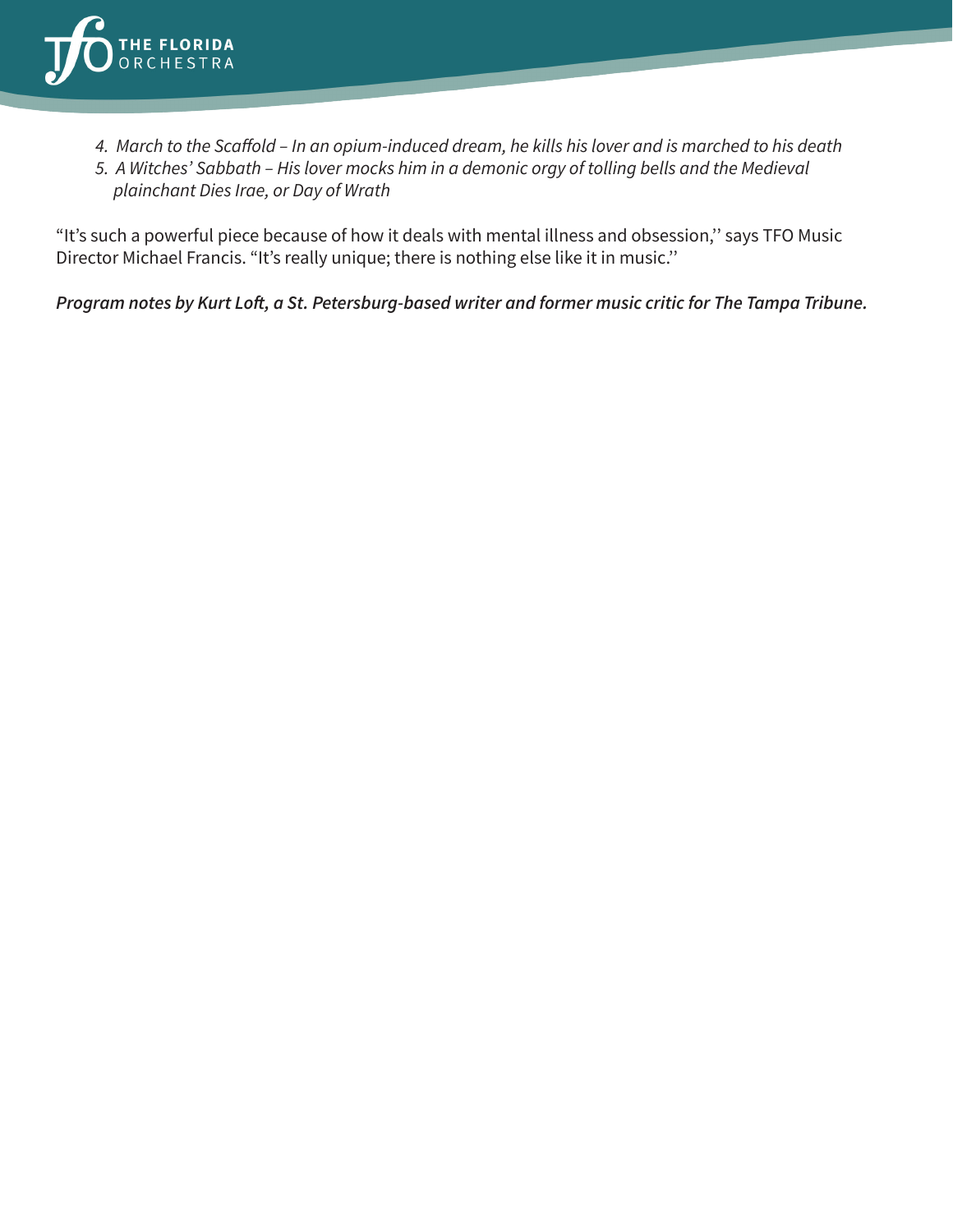4. *March to the Scaffold – In an opium-induced dream, he kills his lover and is marched to his death*
5. *A Witches' Sabbath – His lover mocks him in a demonic orgy of tolling bells and the Medieval plainchant Dies Irae, or Day of Wrath*

"It's such a powerful piece because of how it deals with mental illness and obsession,'' says TFO Music Director Michael Francis. "It's really unique; there is nothing else like it in music.''

***Program notes by Kurt Loft, a St. Petersburg-based writer and former music critic for The Tampa Tribune.***